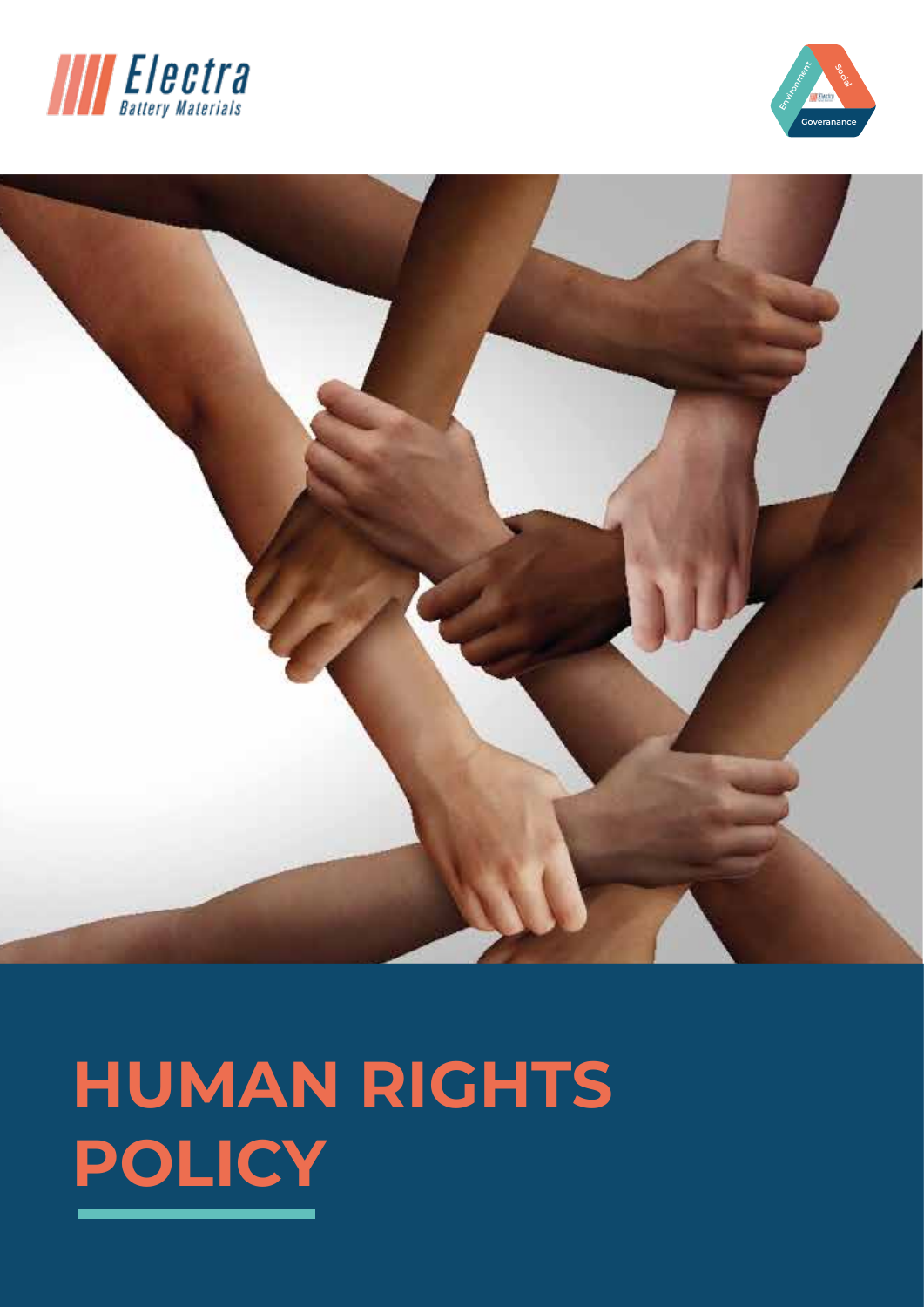# HUMAN RIGHTS POLICY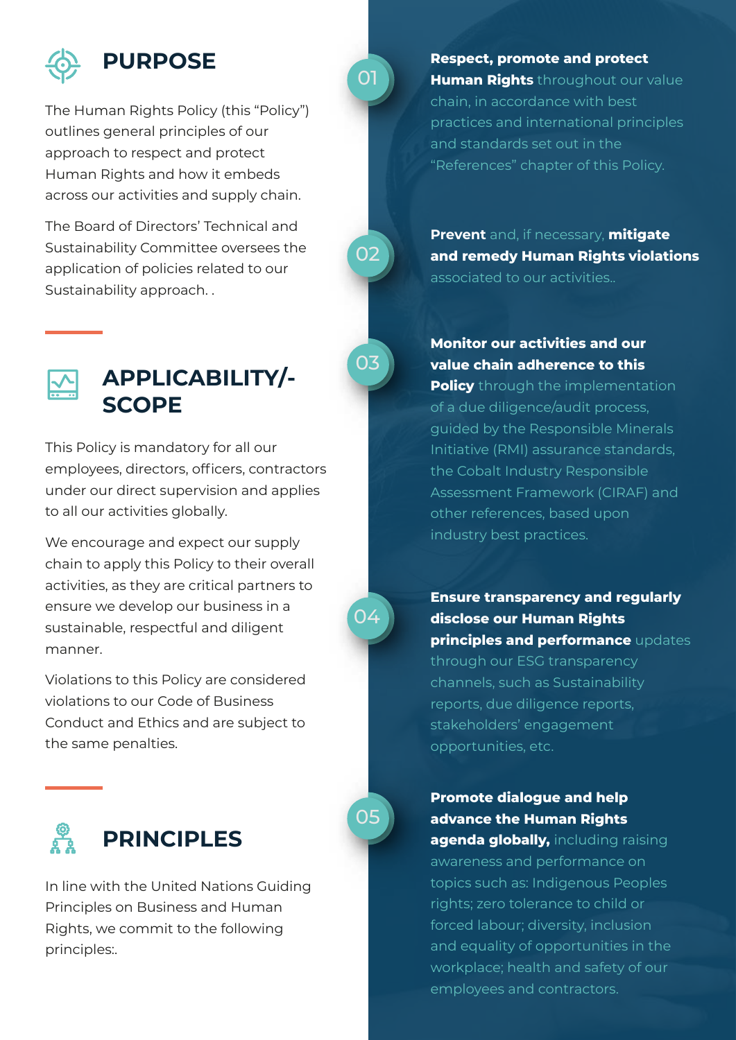## PURPOSE

The Human Rights Policy (this "Policy") outlines general principles of our approach to respect and protect Human Rights and how it embeds across our activities and supply chain.

The Board of Directors' Technical and Sustainability Committee oversees the application of policies related to our Sustainability approach. .

## APPLICABILITY/-SCOPE

This Policy is mandatory for all our employees, directors, officers, contractors under our direct supervision and applies to all our activities globally.

We encourage and expect our supply chain to apply this Policy to their overall activities, as they are critical partners to ensure we develop our business in a sustainable, respectful and diligent manner.

Violations to this Policy are considered violations to our Code of Business Conduct and Ethics and are subject to the same penalties.

## PRINCIPLES

In line with the United Nations Guiding Principles on Business and Human Rights, we commit to the following principles:.

01. **Respect, promote and protect Human Rights** throughout our value chain, in accordance with best practices and international principles and standards set out in the "References" chapter of this Policy.

02. **Prevent** and, if necessary, **mitigate and remedy Human Rights violations** associated to our activities..

03. **Monitor our activities and our value chain adherence to this Policy** through the implementation of a due diligence/audit process, guided by the Responsible Minerals Initiative (RMI) assurance standards, the Cobalt Industry Responsible Assessment Framework (CIRAF) and other references, based upon industry best practices.

04. **Ensure transparency and regularly disclose our Human Rights principles and performance** updates through our ESG transparency channels, such as Sustainability reports, due diligence reports, stakeholders' engagement opportunities, etc.

05. **Promote dialogue and help advance the Human Rights agenda globally,** including raising awareness and performance on topics such as: Indigenous Peoples rights; zero tolerance to child or forced labour; diversity, inclusion and equality of opportunities in the workplace; health and safety of our employees and contractors.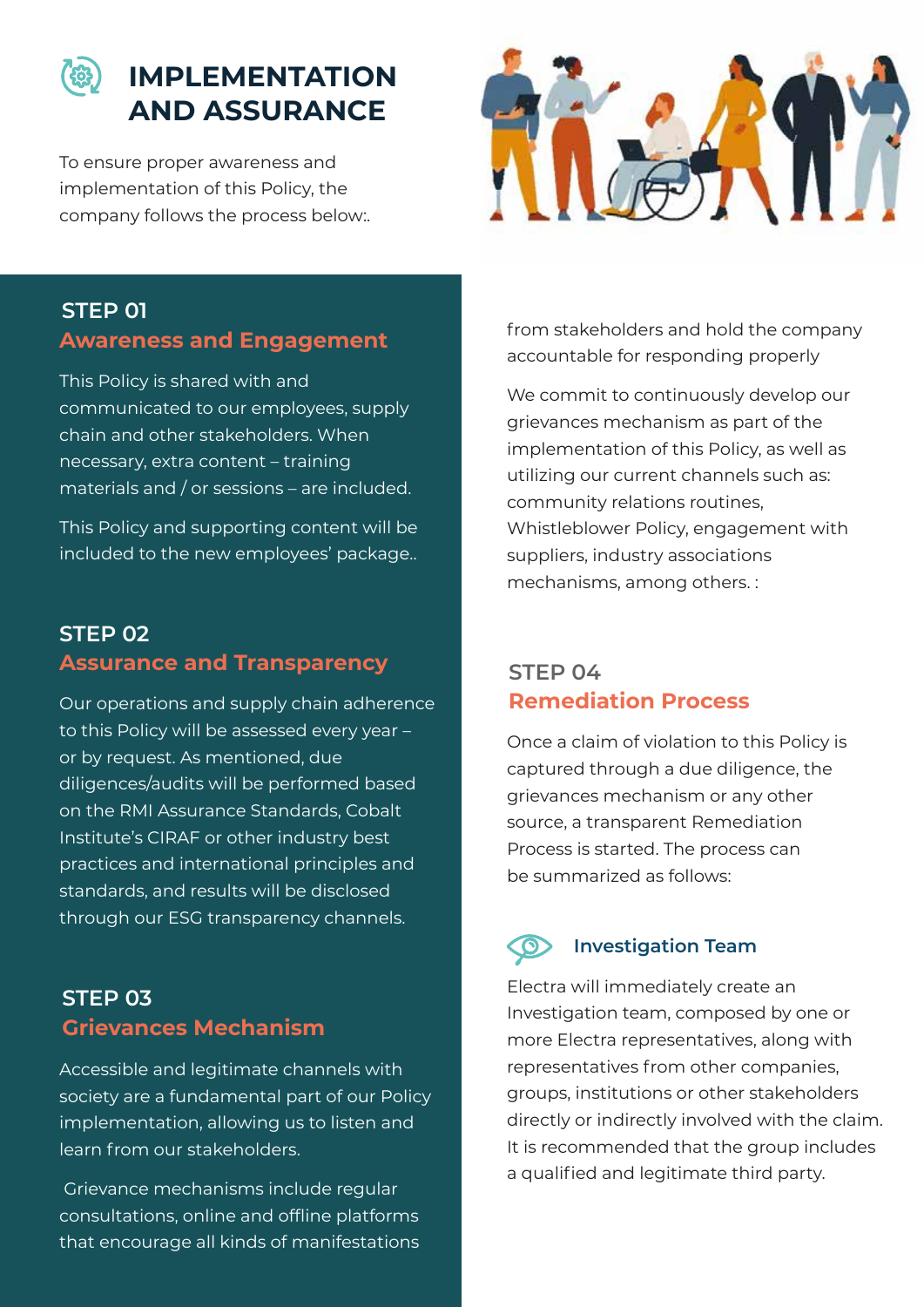# IMPLEMENTATION AND ASSURANCE

To ensure proper awareness and implementation of this Policy, the company follows the process below:.

## STEP 01
### Awareness and Engagement

This Policy is shared with and communicated to our employees, supply chain and other stakeholders. When necessary, extra content – training materials and / or sessions – are included.

This Policy and supporting content will be included to the new employees' package..

## STEP 02
### Assurance and Transparency

Our operations and supply chain adherence to this Policy will be assessed every year – or by request. As mentioned, due diligences/audits will be performed based on the RMI Assurance Standards, Cobalt Institute's CIRAF or other industry best practices and international principles and standards, and results will be disclosed through our ESG transparency channels.

## STEP 03
### Grievances Mechanism

Accessible and legitimate channels with society are a fundamental part of our Policy implementation, allowing us to listen and learn from our stakeholders.

Grievance mechanisms include regular consultations, online and offline platforms that encourage all kinds of manifestations from stakeholders and hold the company accountable for responding properly

We commit to continuously develop our grievances mechanism as part of the implementation of this Policy, as well as utilizing our current channels such as: community relations routines, Whistleblower Policy, engagement with suppliers, industry associations mechanisms, among others. :

## STEP 04
### Remediation Process

Once a claim of violation to this Policy is captured through a due diligence, the grievances mechanism or any other source, a transparent Remediation Process is started. The process can be summarized as follows:

#### Investigation Team

Electra will immediately create an Investigation team, composed by one or more Electra representatives, along with representatives from other companies, groups, institutions or other stakeholders directly or indirectly involved with the claim. It is recommended that the group includes a qualified and legitimate third party.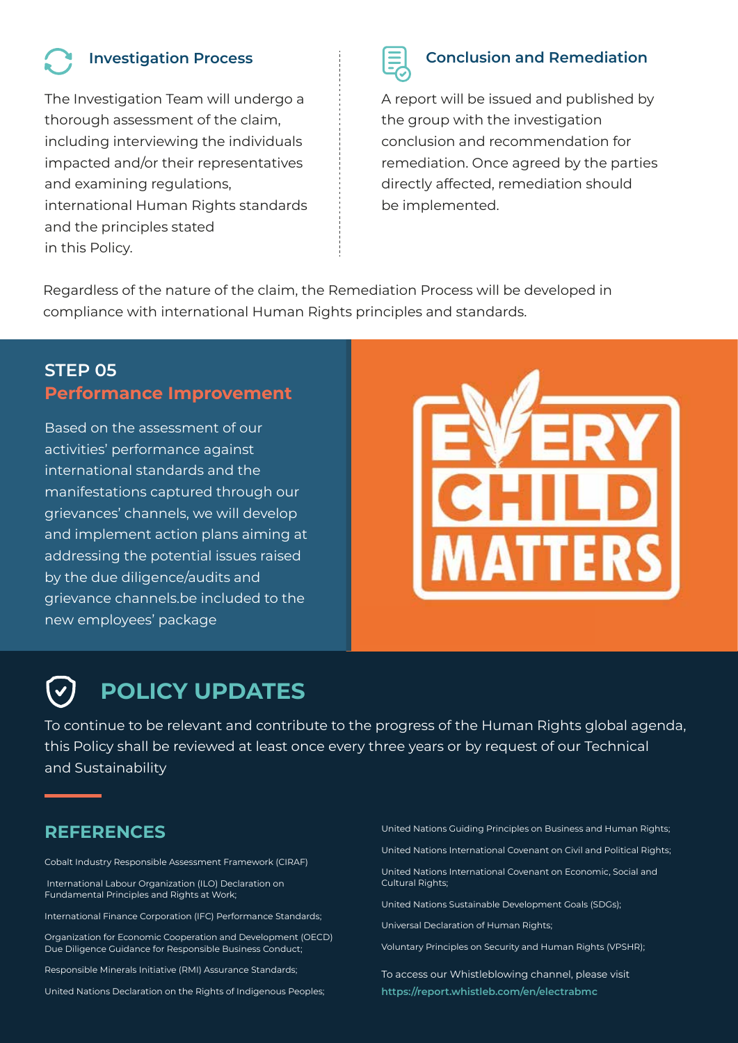### Investigation Process

The Investigation Team will undergo a thorough assessment of the claim, including interviewing the individuals impacted and/or their representatives and examining regulations, international Human Rights standards and the principles stated in this Policy.

### Conclusion and Remediation

A report will be issued and published by the group with the investigation conclusion and recommendation for remediation. Once agreed by the parties directly affected, remediation should be implemented.

Regardless of the nature of the claim, the Remediation Process will be developed in compliance with international Human Rights principles and standards.

## STEP 05
## Performance Improvement

Based on the assessment of our activities' performance against international standards and the manifestations captured through our grievances' channels, we will develop and implement action plans aiming at addressing the potential issues raised by the due diligence/audits and grievance channels.be included to the new employees' package

EVERY CHILD MATTERS

# POLICY UPDATES

To continue to be relevant and contribute to the progress of the Human Rights global agenda, this Policy shall be reviewed at least once every three years or by request of our Technical and Sustainability

## REFERENCES

Cobalt Industry Responsible Assessment Framework (CIRAF)

International Labour Organization (ILO) Declaration on Fundamental Principles and Rights at Work;

International Finance Corporation (IFC) Performance Standards;

Organization for Economic Cooperation and Development (OECD) Due Diligence Guidance for Responsible Business Conduct;

Responsible Minerals Initiative (RMI) Assurance Standards;

United Nations Declaration on the Rights of Indigenous Peoples;

United Nations Guiding Principles on Business and Human Rights;

United Nations International Covenant on Civil and Political Rights;

United Nations International Covenant on Economic, Social and Cultural Rights;

United Nations Sustainable Development Goals (SDGs);

Universal Declaration of Human Rights;

Voluntary Principles on Security and Human Rights (VPSHR);

To access our Whistleblowing channel, please visit https://report.whistleb.com/en/electrabmc